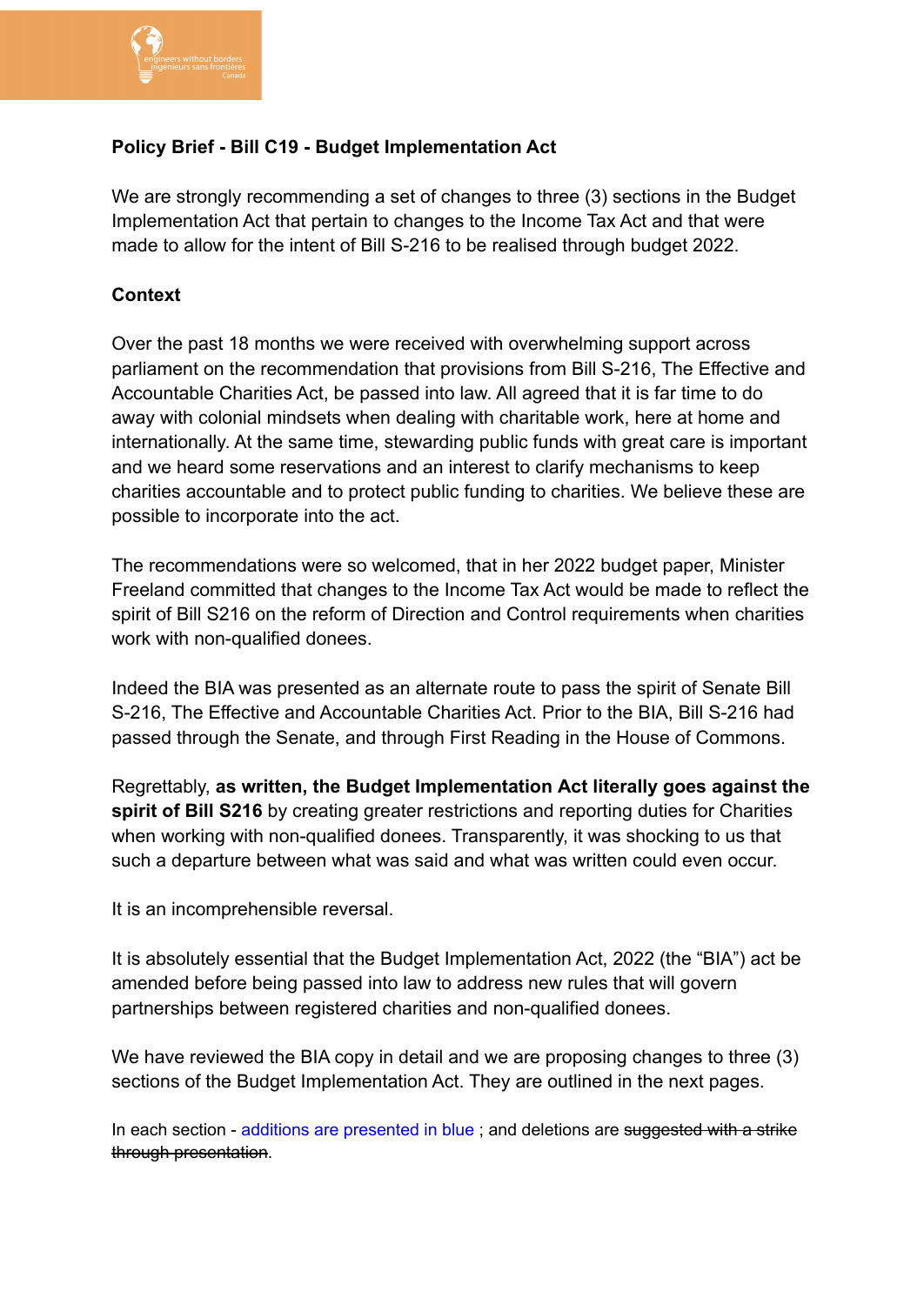**Policy Brief - Bill C19 - Budget Implementation Act**

We are strongly recommending a set of changes to three (3) sections in the Budget Implementation Act that pertain to changes to the Income Tax Act and that were made to allow for the intent of Bill S-216 to be realised through budget 2022.

**Context**

Over the past 18 months we were received with overwhelming support across parliament on the recommendation that provisions from Bill S-216, The Effective and Accountable Charities Act, be passed into law. All agreed that it is far time to do away with colonial mindsets when dealing with charitable work, here at home and internationally. At the same time, stewarding public funds with great care is important and we heard some reservations and an interest to clarify mechanisms to keep charities accountable and to protect public funding to charities. We believe these are possible to incorporate into the act.

The recommendations were so welcomed, that in her 2022 budget paper, Minister Freeland committed that changes to the Income Tax Act would be made to reflect the spirit of Bill S216 on the reform of Direction and Control requirements when charities work with non-qualified donees.

Indeed the BIA was presented as an alternate route to pass the spirit of Senate Bill S-216, The Effective and Accountable Charities Act. Prior to the BIA, Bill S-216 had passed through the Senate, and through First Reading in the House of Commons.

Regrettably, **as written, the Budget Implementation Act literally goes against the spirit of Bill S216** by creating greater restrictions and reporting duties for Charities when working with non-qualified donees. Transparently, it was shocking to us that such a departure between what was said and what was written could even occur.

It is an incomprehensible reversal.

It is absolutely essential that the Budget Implementation Act, 2022 (the "BIA") act be amended before being passed into law to address new rules that will govern partnerships between registered charities and non-qualified donees.

We have reviewed the BIA copy in detail and we are proposing changes to three (3) sections of the Budget Implementation Act. They are outlined in the next pages.

In each section - additions are presented in blue ; and deletions are ~~suggested with a strike through presentation~~.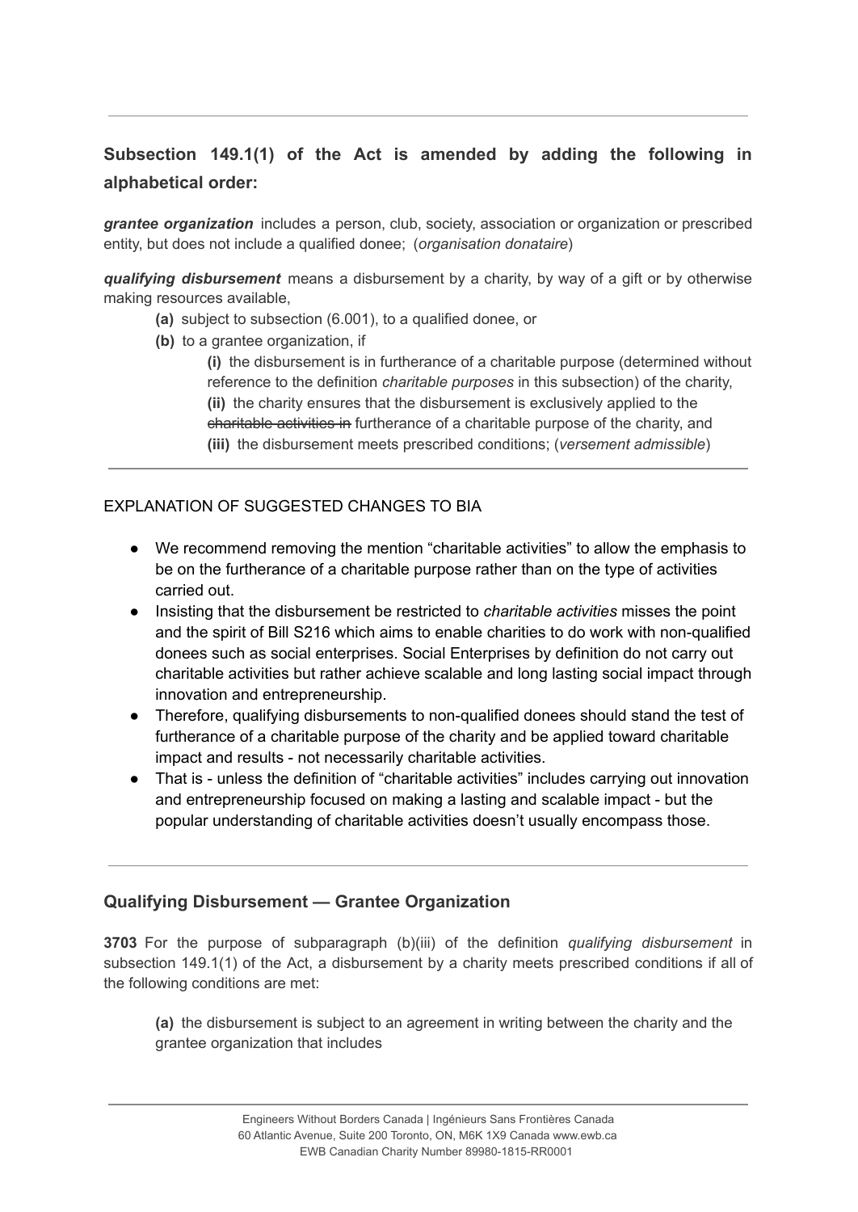---

### Subsection 149.1(1) of the Act is amended by adding the following in alphabetical order:

***grantee organization*** includes a person, club, society, association or organization or prescribed entity, but does not include a qualified donee; (*organisation donataire*)

***qualifying disbursement*** means a disbursement by a charity, by way of a gift or by otherwise making resources available,

- **(a)** subject to subsection (6.001), to a qualified donee, or
- **(b)** to a grantee organization, if
  - **(i)** the disbursement is in furtherance of a charitable purpose (determined without reference to the definition *charitable purposes* in this subsection) of the charity,
  - **(ii)** the charity ensures that the disbursement is exclusively applied to the ~~charitable activities in~~ furtherance of a charitable purpose of the charity, and
  - **(iii)** the disbursement meets prescribed conditions; (*versement admissible*)

---

EXPLANATION OF SUGGESTED CHANGES TO BIA

- We recommend removing the mention "charitable activities" to allow the emphasis to be on the furtherance of a charitable purpose rather than on the type of activities carried out.
- Insisting that the disbursement be restricted to *charitable activities* misses the point and the spirit of Bill S216 which aims to enable charities to do work with non-qualified donees such as social enterprises. Social Enterprises by definition do not carry out charitable activities but rather achieve scalable and long lasting social impact through innovation and entrepreneurship.
- Therefore, qualifying disbursements to non-qualified donees should stand the test of furtherance of a charitable purpose of the charity and be applied toward charitable impact and results - not necessarily charitable activities.
- That is - unless the definition of "charitable activities" includes carrying out innovation and entrepreneurship focused on making a lasting and scalable impact - but the popular understanding of charitable activities doesn't usually encompass those.

---

### Qualifying Disbursement — Grantee Organization

**3703** For the purpose of subparagraph (b)(iii) of the definition *qualifying disbursement* in subsection 149.1(1) of the Act, a disbursement by a charity meets prescribed conditions if all of the following conditions are met:

> **(a)** the disbursement is subject to an agreement in writing between the charity and the grantee organization that includes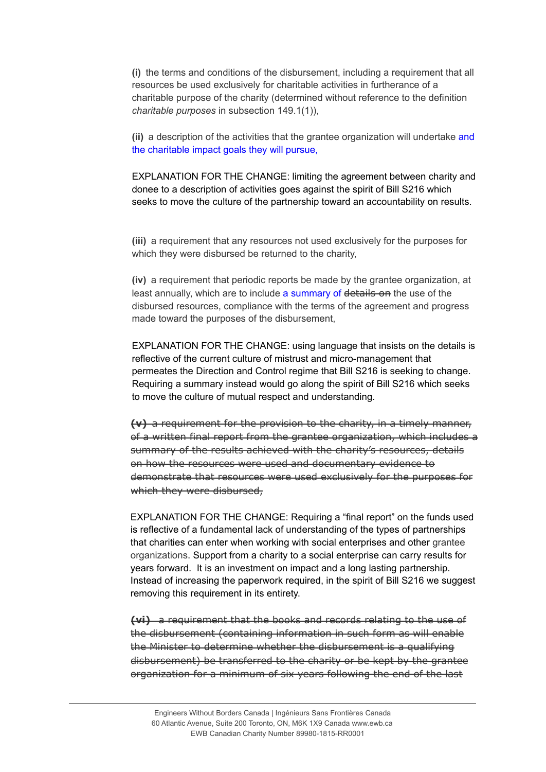**(i)** the terms and conditions of the disbursement, including a requirement that all resources be used exclusively for charitable activities in furtherance of a charitable purpose of the charity (determined without reference to the definition *charitable purposes* in subsection 149.1(1)),

**(ii)** a description of the activities that the grantee organization will undertake and the charitable impact goals they will pursue,

EXPLANATION FOR THE CHANGE: limiting the agreement between charity and donee to a description of activities goes against the spirit of Bill S216 which seeks to move the culture of the partnership toward an accountability on results.

**(iii)** a requirement that any resources not used exclusively for the purposes for which they were disbursed be returned to the charity,

**(iv)** a requirement that periodic reports be made by the grantee organization, at least annually, which are to include a summary of ~~details on~~ the use of the disbursed resources, compliance with the terms of the agreement and progress made toward the purposes of the disbursement,

EXPLANATION FOR THE CHANGE: using language that insists on the details is reflective of the current culture of mistrust and micro-management that permeates the Direction and Control regime that Bill S216 is seeking to change. Requiring a summary instead would go along the spirit of Bill S216 which seeks to move the culture of mutual respect and understanding.

~~**(v)** a requirement for the provision to the charity, in a timely manner, of a written final report from the grantee organization, which includes a summary of the results achieved with the charity's resources, details on how the resources were used and documentary evidence to demonstrate that resources were used exclusively for the purposes for which they were disbursed,~~

EXPLANATION FOR THE CHANGE: Requiring a "final report" on the funds used is reflective of a fundamental lack of understanding of the types of partnerships that charities can enter when working with social enterprises and other grantee organizations. Support from a charity to a social enterprise can carry results for years forward. It is an investment on impact and a long lasting partnership. Instead of increasing the paperwork required, in the spirit of Bill S216 we suggest removing this requirement in its entirety.

~~**(vi)** a requirement that the books and records relating to the use of the disbursement (containing information in such form as will enable the Minister to determine whether the disbursement is a qualifying disbursement) be transferred to the charity or be kept by the grantee organization for a minimum of six years following the end of the last~~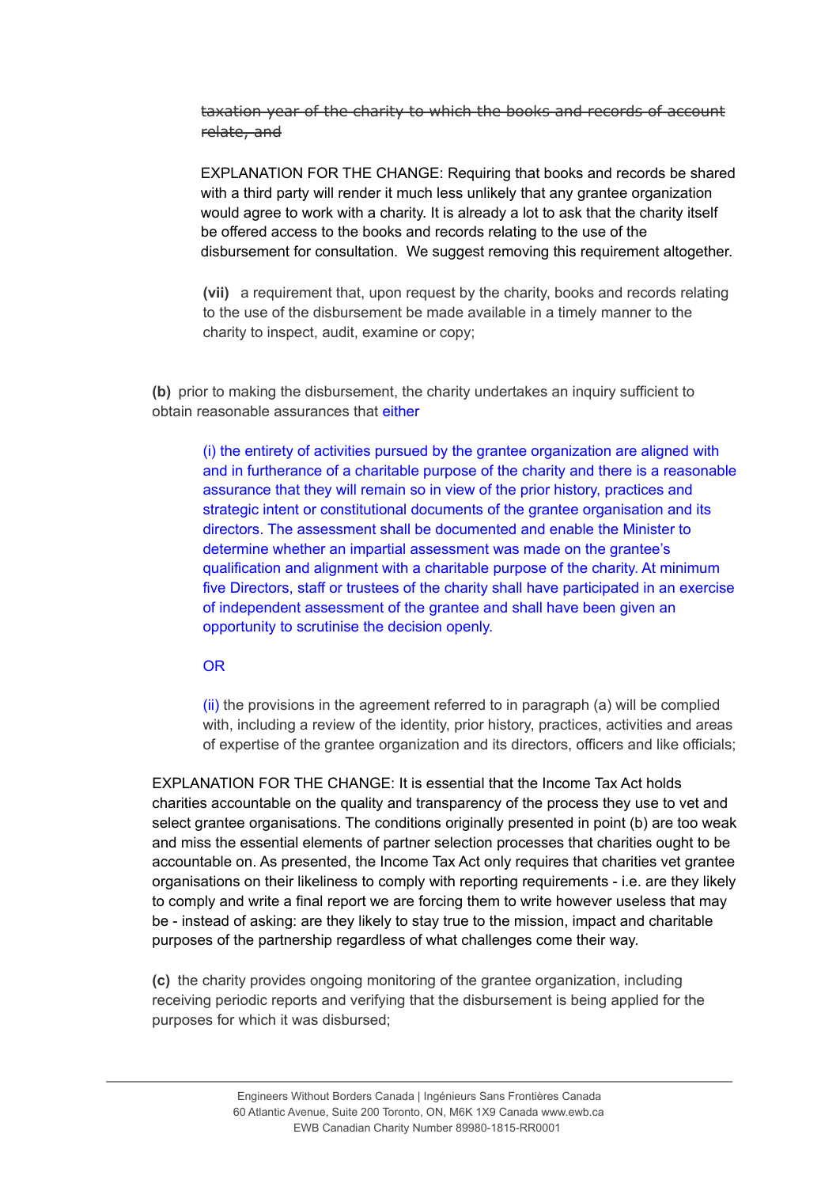~~taxation year of the charity to which the books and records of account relate, and~~

EXPLANATION FOR THE CHANGE: Requiring that books and records be shared with a third party will render it much less unlikely that any grantee organization would agree to work with a charity. It is already a lot to ask that the charity itself be offered access to the books and records relating to the use of the disbursement for consultation. We suggest removing this requirement altogether.

**(vii)** a requirement that, upon request by the charity, books and records relating to the use of the disbursement be made available in a timely manner to the charity to inspect, audit, examine or copy;

**(b)** prior to making the disbursement, the charity undertakes an inquiry sufficient to obtain reasonable assurances that either

(i) the entirety of activities pursued by the grantee organization are aligned with and in furtherance of a charitable purpose of the charity and there is a reasonable assurance that they will remain so in view of the prior history, practices and strategic intent or constitutional documents of the grantee organisation and its directors. The assessment shall be documented and enable the Minister to determine whether an impartial assessment was made on the grantee's qualification and alignment with a charitable purpose of the charity. At minimum five Directors, staff or trustees of the charity shall have participated in an exercise of independent assessment of the grantee and shall have been given an opportunity to scrutinise the decision openly.

OR

(ii) the provisions in the agreement referred to in paragraph (a) will be complied with, including a review of the identity, prior history, practices, activities and areas of expertise of the grantee organization and its directors, officers and like officials;

EXPLANATION FOR THE CHANGE: It is essential that the Income Tax Act holds charities accountable on the quality and transparency of the process they use to vet and select grantee organisations. The conditions originally presented in point (b) are too weak and miss the essential elements of partner selection processes that charities ought to be accountable on. As presented, the Income Tax Act only requires that charities vet grantee organisations on their likeliness to comply with reporting requirements - i.e. are they likely to comply and write a final report we are forcing them to write however useless that may be - instead of asking: are they likely to stay true to the mission, impact and charitable purposes of the partnership regardless of what challenges come their way.

**(c)** the charity provides ongoing monitoring of the grantee organization, including receiving periodic reports and verifying that the disbursement is being applied for the purposes for which it was disbursed;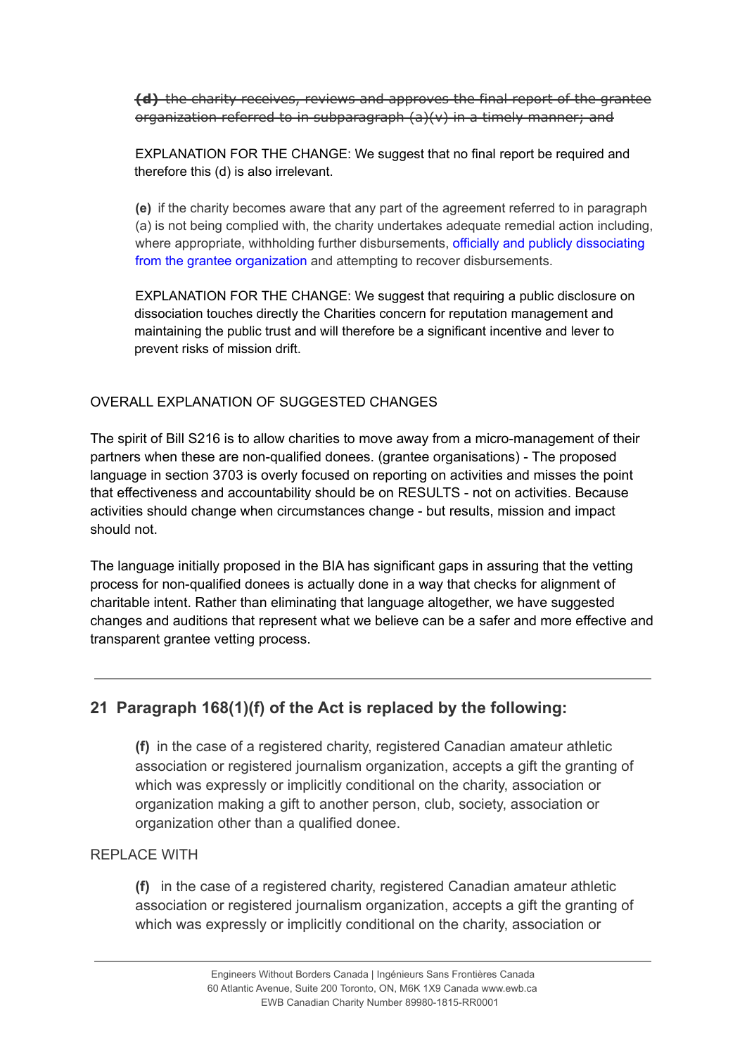~~**(d)** the charity receives, reviews and approves the final report of the grantee organization referred to in subparagraph (a)(v) in a timely manner; and~~

EXPLANATION FOR THE CHANGE: We suggest that no final report be required and therefore this (d) is also irrelevant.

**(e)** if the charity becomes aware that any part of the agreement referred to in paragraph (a) is not being complied with, the charity undertakes adequate remedial action including, where appropriate, withholding further disbursements, officially and publicly dissociating from the grantee organization and attempting to recover disbursements.

EXPLANATION FOR THE CHANGE: We suggest that requiring a public disclosure on dissociation touches directly the Charities concern for reputation management and maintaining the public trust and will therefore be a significant incentive and lever to prevent risks of mission drift.

OVERALL EXPLANATION OF SUGGESTED CHANGES

The spirit of Bill S216 is to allow charities to move away from a micro-management of their partners when these are non-qualified donees. (grantee organisations) - The proposed language in section 3703 is overly focused on reporting on activities and misses the point that effectiveness and accountability should be on RESULTS - not on activities. Because activities should change when circumstances change - but results, mission and impact should not.

The language initially proposed in the BIA has significant gaps in assuring that the vetting process for non-qualified donees is actually done in a way that checks for alignment of charitable intent. Rather than eliminating that language altogether, we have suggested changes and auditions that represent what we believe can be a safer and more effective and transparent grantee vetting process.

---

## 21 Paragraph 168(1)(f) of the Act is replaced by the following:

**(f)** in the case of a registered charity, registered Canadian amateur athletic association or registered journalism organization, accepts a gift the granting of which was expressly or implicitly conditional on the charity, association or organization making a gift to another person, club, society, association or organization other than a qualified donee.

REPLACE WITH

**(f)** in the case of a registered charity, registered Canadian amateur athletic association or registered journalism organization, accepts a gift the granting of which was expressly or implicitly conditional on the charity, association or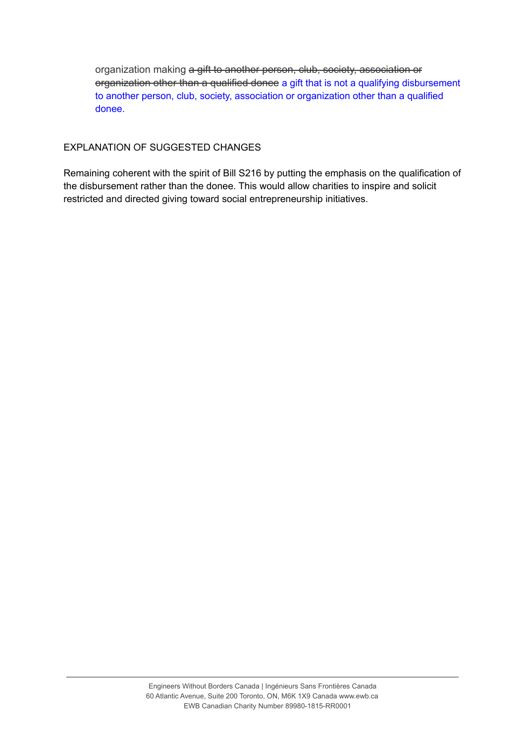organization making ~~a gift to another person, club, society, association or organization other than a qualified donee~~ a gift that is not a qualifying disbursement to another person, club, society, association or organization other than a qualified donee.

EXPLANATION OF SUGGESTED CHANGES

Remaining coherent with the spirit of Bill S216 by putting the emphasis on the qualification of the disbursement rather than the donee. This would allow charities to inspire and solicit restricted and directed giving toward social entrepreneurship initiatives.